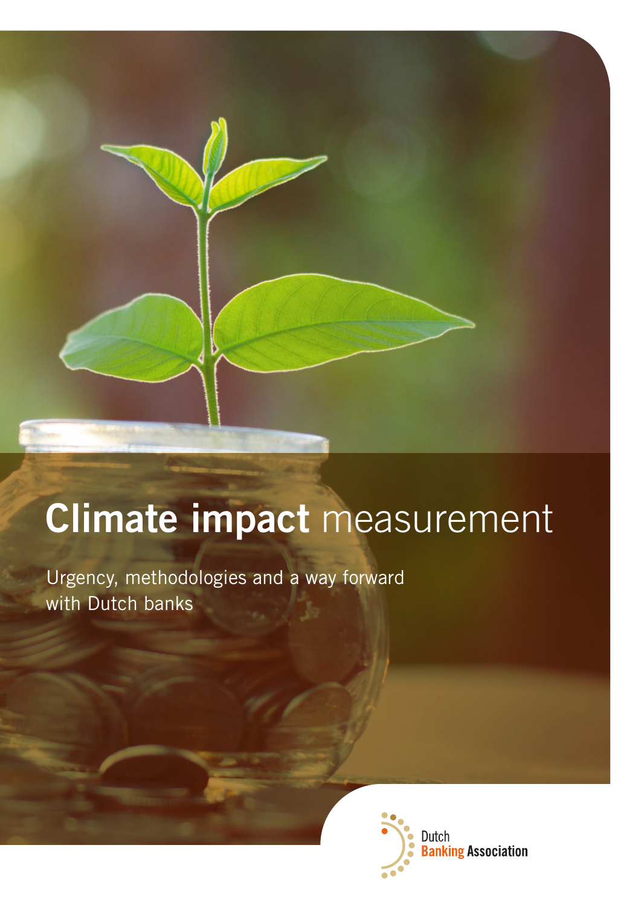# Climate impact measurement

Urgency, methodologies and a way forward with Dutch banks

Dutch Banking Association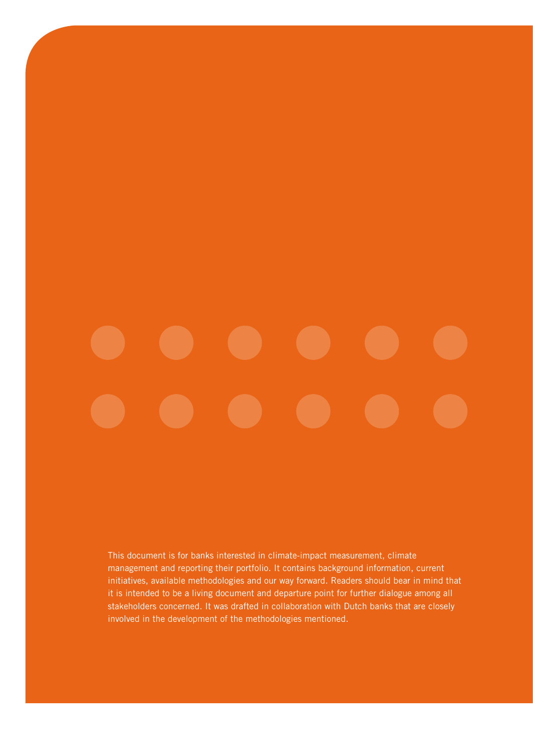This document is for banks interested in climate-impact measurement, climate management and reporting their portfolio. It contains background information, current initiatives, available methodologies and our way forward. Readers should bear in mind that it is intended to be a living document and departure point for further dialogue among all stakeholders concerned. It was drafted in collaboration with Dutch banks that are closely involved in the development of the methodologies mentioned.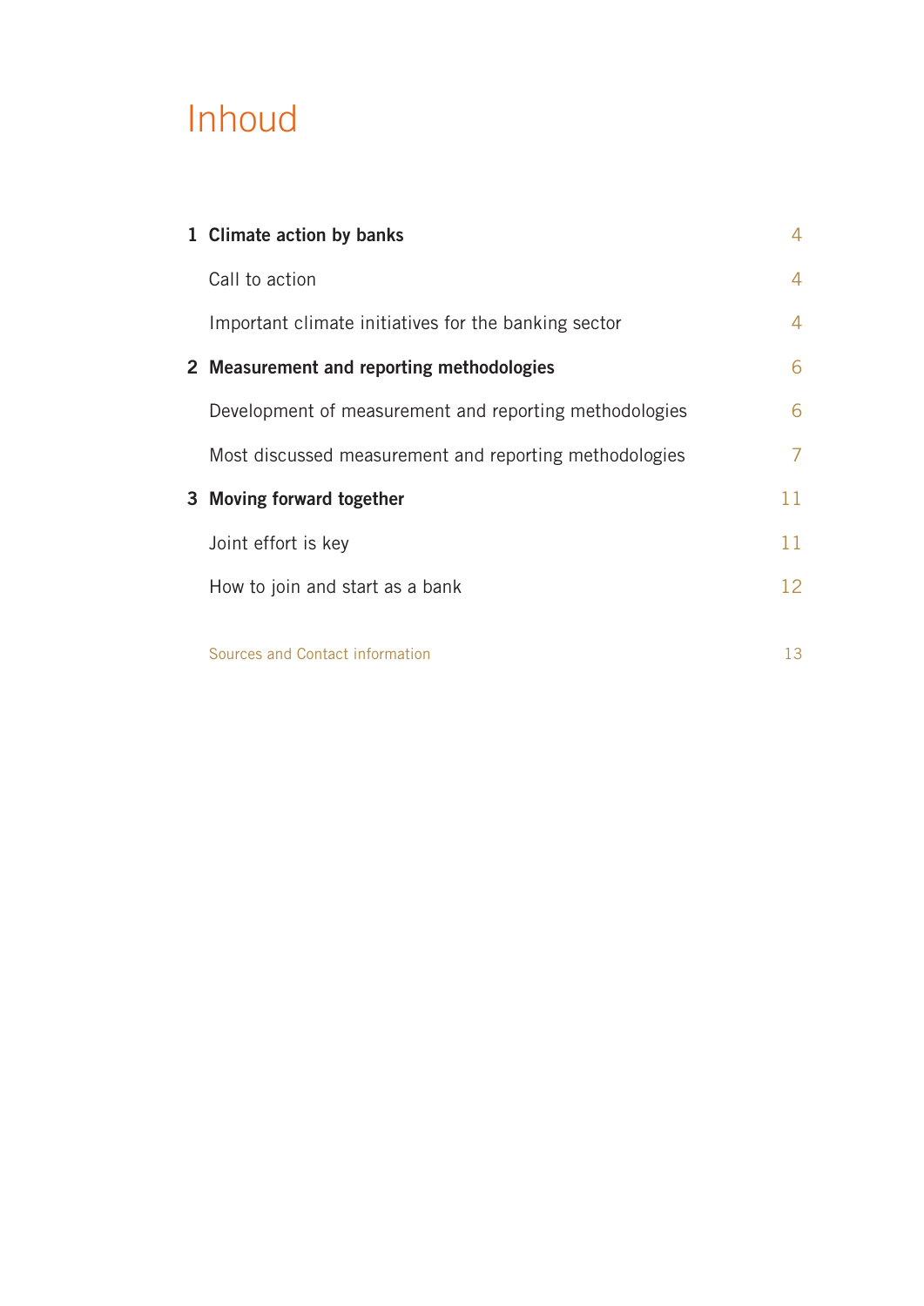# Inhoud

| | | |
|---|---|---|
| **1** | **Climate action by banks** | 4 |
| | Call to action | 4 |
| | Important climate initiatives for the banking sector | 4 |
| **2** | **Measurement and reporting methodologies** | 6 |
| | Development of measurement and reporting methodologies | 6 |
| | Most discussed measurement and reporting methodologies | 7 |
| **3** | **Moving forward together** | 11 |
| | Joint effort is key | 11 |
| | How to join and start as a bank | 12 |
| | Sources and Contact information | 13 |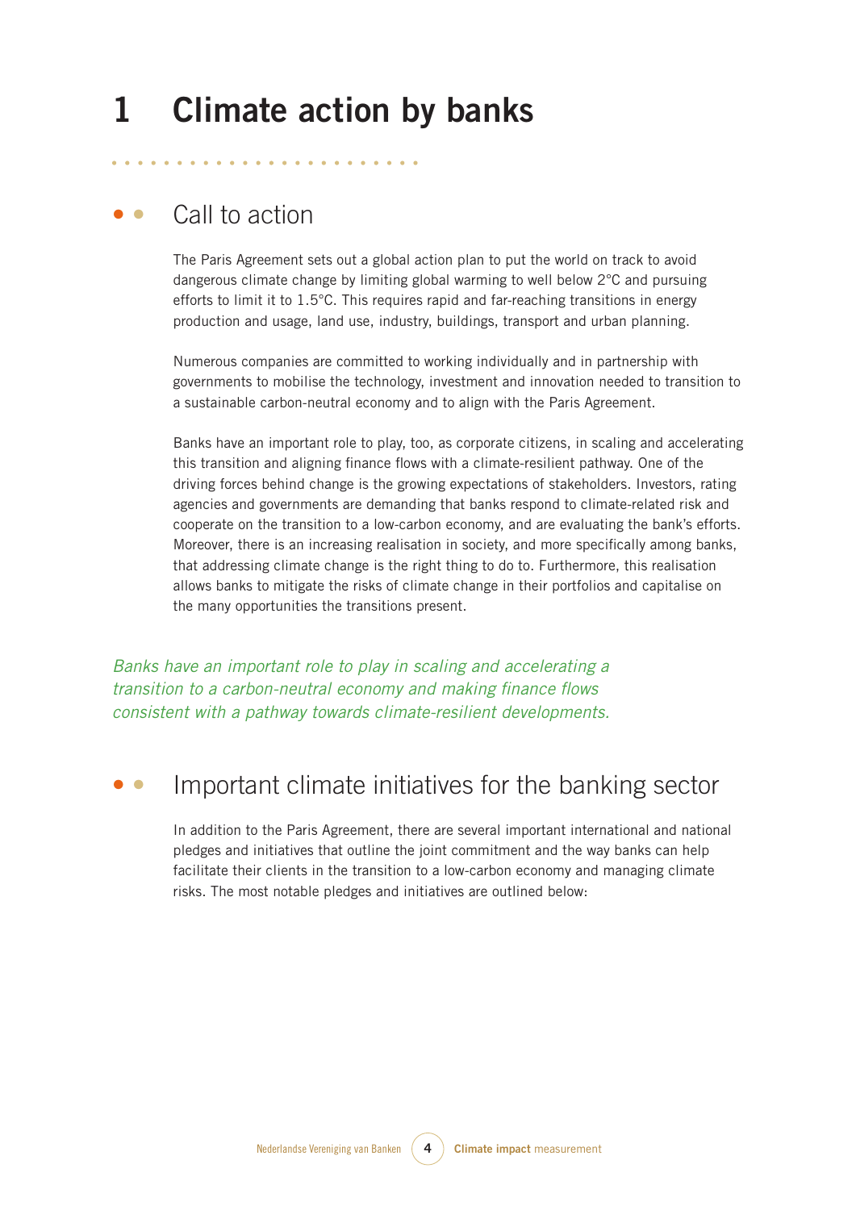# 1 Climate action by banks

## Call to action

The Paris Agreement sets out a global action plan to put the world on track to avoid dangerous climate change by limiting global warming to well below 2°C and pursuing efforts to limit it to 1.5°C. This requires rapid and far-reaching transitions in energy production and usage, land use, industry, buildings, transport and urban planning.

Numerous companies are committed to working individually and in partnership with governments to mobilise the technology, investment and innovation needed to transition to a sustainable carbon-neutral economy and to align with the Paris Agreement.

Banks have an important role to play, too, as corporate citizens, in scaling and accelerating this transition and aligning finance flows with a climate-resilient pathway. One of the driving forces behind change is the growing expectations of stakeholders. Investors, rating agencies and governments are demanding that banks respond to climate-related risk and cooperate on the transition to a low-carbon economy, and are evaluating the bank's efforts. Moreover, there is an increasing realisation in society, and more specifically among banks, that addressing climate change is the right thing to do to. Furthermore, this realisation allows banks to mitigate the risks of climate change in their portfolios and capitalise on the many opportunities the transitions present.

*Banks have an important role to play in scaling and accelerating a transition to a carbon-neutral economy and making finance flows consistent with a pathway towards climate-resilient developments.*

## Important climate initiatives for the banking sector

In addition to the Paris Agreement, there are several important international and national pledges and initiatives that outline the joint commitment and the way banks can help facilitate their clients in the transition to a low-carbon economy and managing climate risks. The most notable pledges and initiatives are outlined below: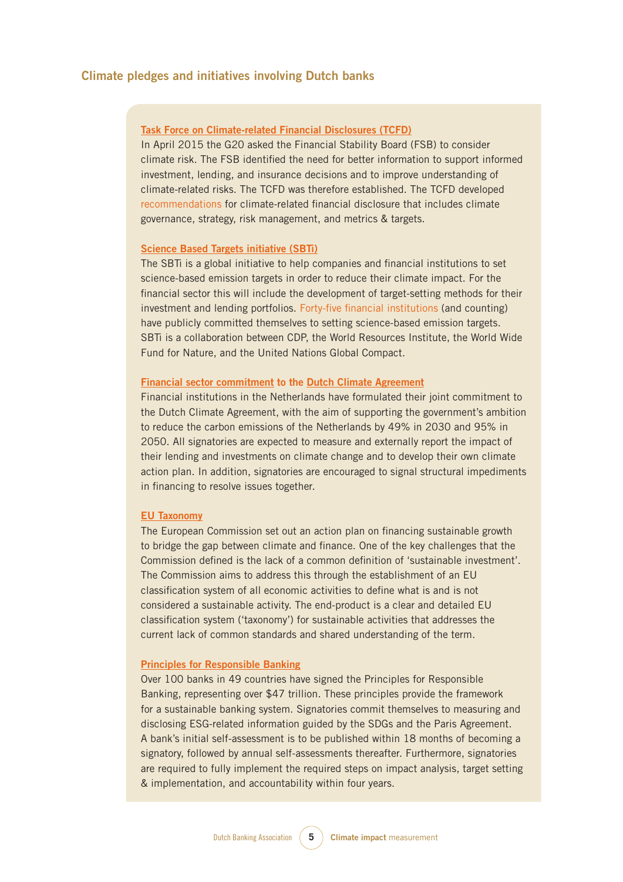## Climate pledges and initiatives involving Dutch banks

### Task Force on Climate-related Financial Disclosures (TCFD)

In April 2015 the G20 asked the Financial Stability Board (FSB) to consider climate risk. The FSB identified the need for better information to support informed investment, lending, and insurance decisions and to improve understanding of climate-related risks. The TCFD was therefore established. The TCFD developed recommendations for climate-related financial disclosure that includes climate governance, strategy, risk management, and metrics & targets.

### Science Based Targets initiative (SBTi)

The SBTi is a global initiative to help companies and financial institutions to set science-based emission targets in order to reduce their climate impact. For the financial sector this will include the development of target-setting methods for their investment and lending portfolios. Forty-five financial institutions (and counting) have publicly committed themselves to setting science-based emission targets. SBTi is a collaboration between CDP, the World Resources Institute, the World Wide Fund for Nature, and the United Nations Global Compact.

### Financial sector commitment to the Dutch Climate Agreement

Financial institutions in the Netherlands have formulated their joint commitment to the Dutch Climate Agreement, with the aim of supporting the government's ambition to reduce the carbon emissions of the Netherlands by 49% in 2030 and 95% in 2050. All signatories are expected to measure and externally report the impact of their lending and investments on climate change and to develop their own climate action plan. In addition, signatories are encouraged to signal structural impediments in financing to resolve issues together.

### EU Taxonomy

The European Commission set out an action plan on financing sustainable growth to bridge the gap between climate and finance. One of the key challenges that the Commission defined is the lack of a common definition of 'sustainable investment'. The Commission aims to address this through the establishment of an EU classification system of all economic activities to define what is and is not considered a sustainable activity. The end-product is a clear and detailed EU classification system ('taxonomy') for sustainable activities that addresses the current lack of common standards and shared understanding of the term.

### Principles for Responsible Banking

Over 100 banks in 49 countries have signed the Principles for Responsible Banking, representing over $47 trillion. These principles provide the framework for a sustainable banking system. Signatories commit themselves to measuring and disclosing ESG-related information guided by the SDGs and the Paris Agreement. A bank's initial self-assessment is to be published within 18 months of becoming a signatory, followed by annual self-assessments thereafter. Furthermore, signatories are required to fully implement the required steps on impact analysis, target setting & implementation, and accountability within four years.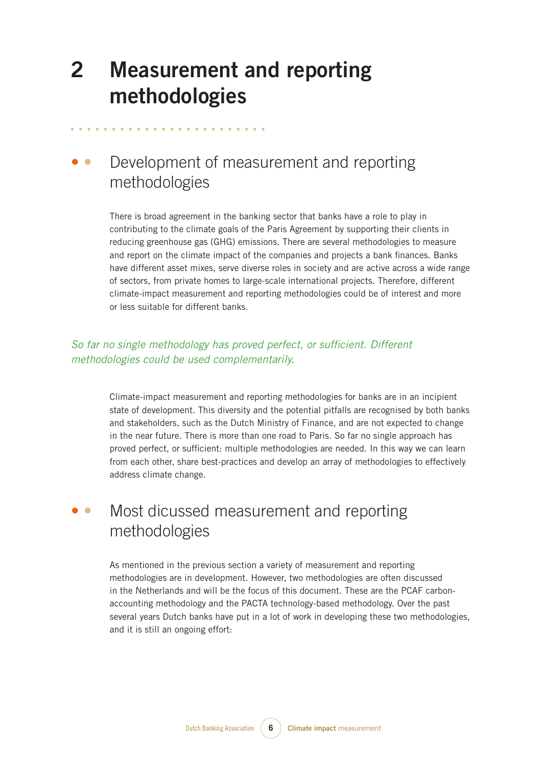# 2 Measurement and reporting methodologies

## Development of measurement and reporting methodologies

There is broad agreement in the banking sector that banks have a role to play in contributing to the climate goals of the Paris Agreement by supporting their clients in reducing greenhouse gas (GHG) emissions. There are several methodologies to measure and report on the climate impact of the companies and projects a bank finances. Banks have different asset mixes, serve diverse roles in society and are active across a wide range of sectors, from private homes to large-scale international projects. Therefore, different climate-impact measurement and reporting methodologies could be of interest and more or less suitable for different banks.

*So far no single methodology has proved perfect, or sufficient. Different methodologies could be used complementarily.*

Climate-impact measurement and reporting methodologies for banks are in an incipient state of development. This diversity and the potential pitfalls are recognised by both banks and stakeholders, such as the Dutch Ministry of Finance, and are not expected to change in the near future. There is more than one road to Paris. So far no single approach has proved perfect, or sufficient: multiple methodologies are needed. In this way we can learn from each other, share best-practices and develop an array of methodologies to effectively address climate change.

## Most dicussed measurement and reporting methodologies

As mentioned in the previous section a variety of measurement and reporting methodologies are in development. However, two methodologies are often discussed in the Netherlands and will be the focus of this document. These are the PCAF carbon-accounting methodology and the PACTA technology-based methodology. Over the past several years Dutch banks have put in a lot of work in developing these two methodologies, and it is still an ongoing effort: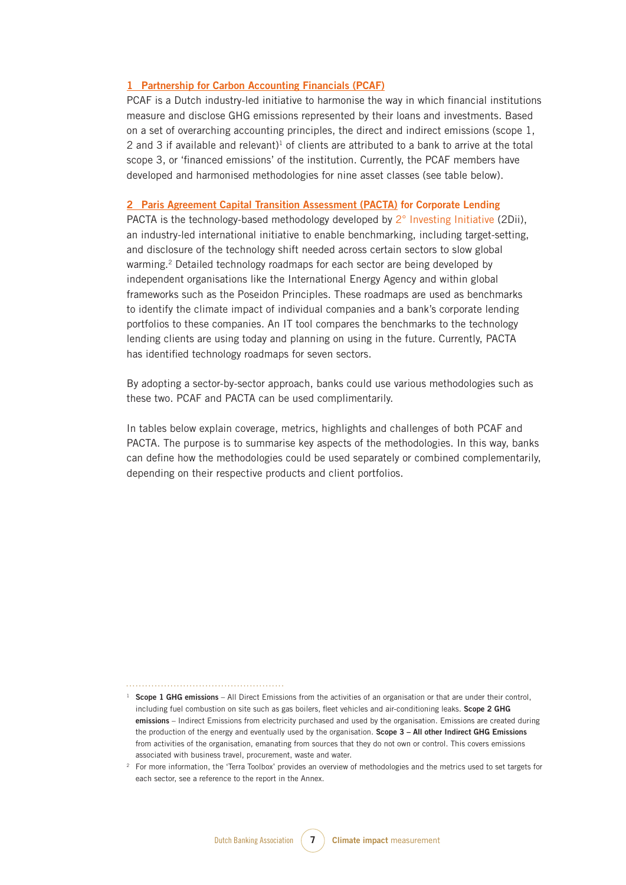### 1 Partnership for Carbon Accounting Financials (PCAF)

PCAF is a Dutch industry-led initiative to harmonise the way in which financial institutions measure and disclose GHG emissions represented by their loans and investments. Based on a set of overarching accounting principles, the direct and indirect emissions (scope 1, 2 and 3 if available and relevant)[1] of clients are attributed to a bank to arrive at the total scope 3, or 'financed emissions' of the institution. Currently, the PCAF members have developed and harmonised methodologies for nine asset classes (see table below).

### 2 Paris Agreement Capital Transition Assessment (PACTA) for Corporate Lending

PACTA is the technology-based methodology developed by 2° Investing Initiative (2Dii), an industry-led international initiative to enable benchmarking, including target-setting, and disclosure of the technology shift needed across certain sectors to slow global warming.[2] Detailed technology roadmaps for each sector are being developed by independent organisations like the International Energy Agency and within global frameworks such as the Poseidon Principles. These roadmaps are used as benchmarks to identify the climate impact of individual companies and a bank's corporate lending portfolios to these companies. An IT tool compares the benchmarks to the technology lending clients are using today and planning on using in the future. Currently, PACTA has identified technology roadmaps for seven sectors.

By adopting a sector-by-sector approach, banks could use various methodologies such as these two. PCAF and PACTA can be used complimentarily.

In tables below explain coverage, metrics, highlights and challenges of both PCAF and PACTA. The purpose is to summarise key aspects of the methodologies. In this way, banks can define how the methodologies could be used separately or combined complementarily, depending on their respective products and client portfolios.

---

[1] **Scope 1 GHG emissions** – All Direct Emissions from the activities of an organisation or that are under their control, including fuel combustion on site such as gas boilers, fleet vehicles and air-conditioning leaks. **Scope 2 GHG emissions** – Indirect Emissions from electricity purchased and used by the organisation. Emissions are created during the production of the energy and eventually used by the organisation. **Scope 3 – All other Indirect GHG Emissions** from activities of the organisation, emanating from sources that they do not own or control. This covers emissions associated with business travel, procurement, waste and water.

[2] For more information, the 'Terra Toolbox' provides an overview of methodologies and the metrics used to set targets for each sector, see a reference to the report in the Annex.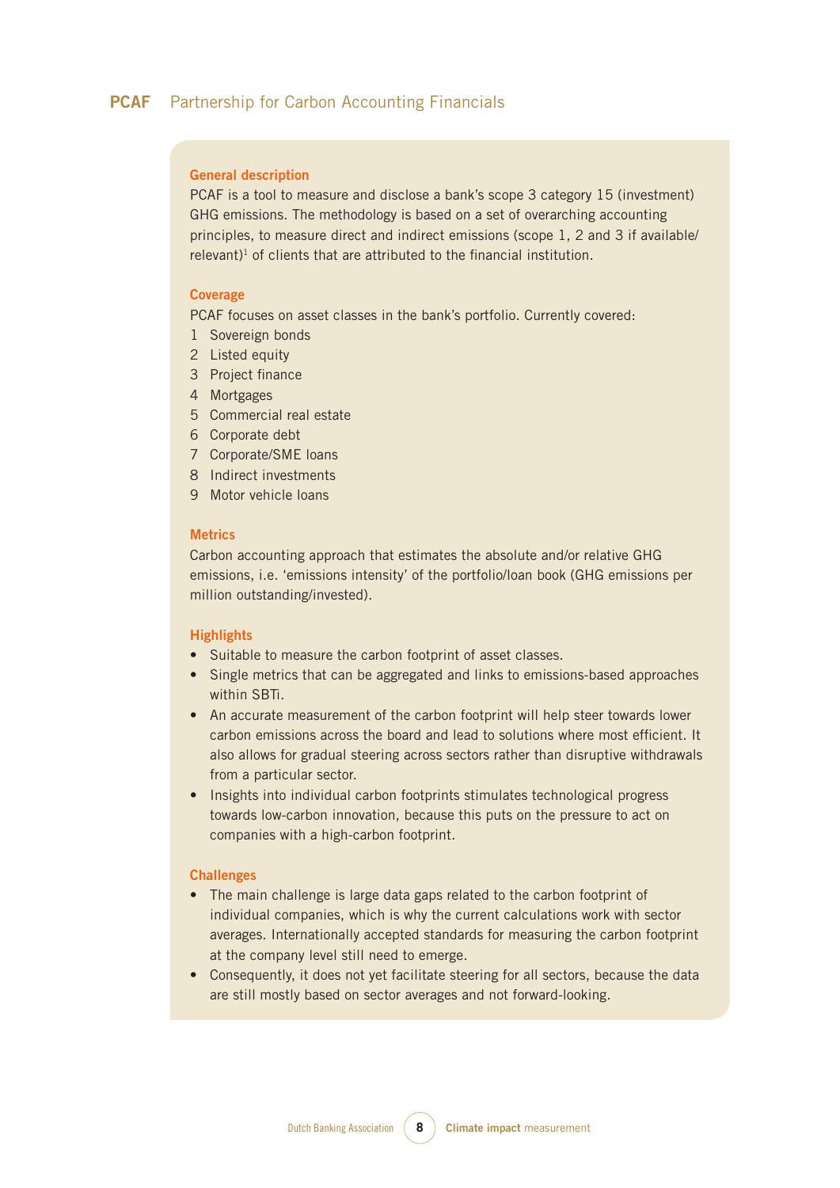## PCAF Partnership for Carbon Accounting Financials

### General description

PCAF is a tool to measure and disclose a bank's scope 3 category 15 (investment) GHG emissions. The methodology is based on a set of overarching accounting principles, to measure direct and indirect emissions (scope 1, 2 and 3 if available/relevant)[1] of clients that are attributed to the financial institution.

### Coverage

PCAF focuses on asset classes in the bank's portfolio. Currently covered:

1. Sovereign bonds
2. Listed equity
3. Project finance
4. Mortgages
5. Commercial real estate
6. Corporate debt
7. Corporate/SME loans
8. Indirect investments
9. Motor vehicle loans

### Metrics

Carbon accounting approach that estimates the absolute and/or relative GHG emissions, i.e. 'emissions intensity' of the portfolio/loan book (GHG emissions per million outstanding/invested).

### Highlights

- Suitable to measure the carbon footprint of asset classes.
- Single metrics that can be aggregated and links to emissions-based approaches within SBTi.
- An accurate measurement of the carbon footprint will help steer towards lower carbon emissions across the board and lead to solutions where most efficient. It also allows for gradual steering across sectors rather than disruptive withdrawals from a particular sector.
- Insights into individual carbon footprints stimulates technological progress towards low-carbon innovation, because this puts on the pressure to act on companies with a high-carbon footprint.

### Challenges

- The main challenge is large data gaps related to the carbon footprint of individual companies, which is why the current calculations work with sector averages. Internationally accepted standards for measuring the carbon footprint at the company level still need to emerge.
- Consequently, it does not yet facilitate steering for all sectors, because the data are still mostly based on sector averages and not forward-looking.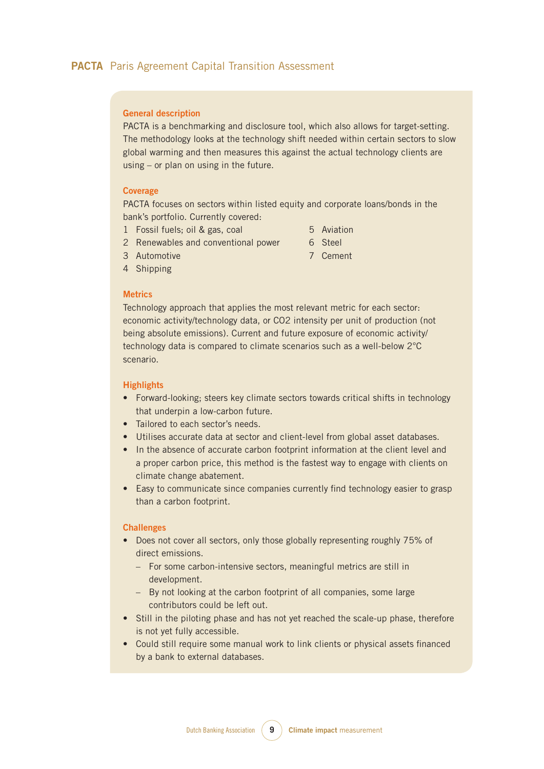## **PACTA** Paris Agreement Capital Transition Assessment

### General description

PACTA is a benchmarking and disclosure tool, which also allows for target-setting. The methodology looks at the technology shift needed within certain sectors to slow global warming and then measures this against the actual technology clients are using – or plan on using in the future.

### Coverage

PACTA focuses on sectors within listed equity and corporate loans/bonds in the bank's portfolio. Currently covered:

1. Fossil fuels; oil & gas, coal
2. Renewables and conventional power
3. Automotive
4. Shipping
5. Aviation
6. Steel
7. Cement

### Metrics

Technology approach that applies the most relevant metric for each sector: economic activity/technology data, or $CO_2$ intensity per unit of production (not being absolute emissions). Current and future exposure of economic activity/technology data is compared to climate scenarios such as a well-below 2°C scenario.

### Highlights

- Forward-looking; steers key climate sectors towards critical shifts in technology that underpin a low-carbon future.
- Tailored to each sector's needs.
- Utilises accurate data at sector and client-level from global asset databases.
- In the absence of accurate carbon footprint information at the client level and a proper carbon price, this method is the fastest way to engage with clients on climate change abatement.
- Easy to communicate since companies currently find technology easier to grasp than a carbon footprint.

### Challenges

- Does not cover all sectors, only those globally representing roughly 75% of direct emissions.
  - For some carbon-intensive sectors, meaningful metrics are still in development.
  - By not looking at the carbon footprint of all companies, some large contributors could be left out.
- Still in the piloting phase and has not yet reached the scale-up phase, therefore is not yet fully accessible.
- Could still require some manual work to link clients or physical assets financed by a bank to external databases.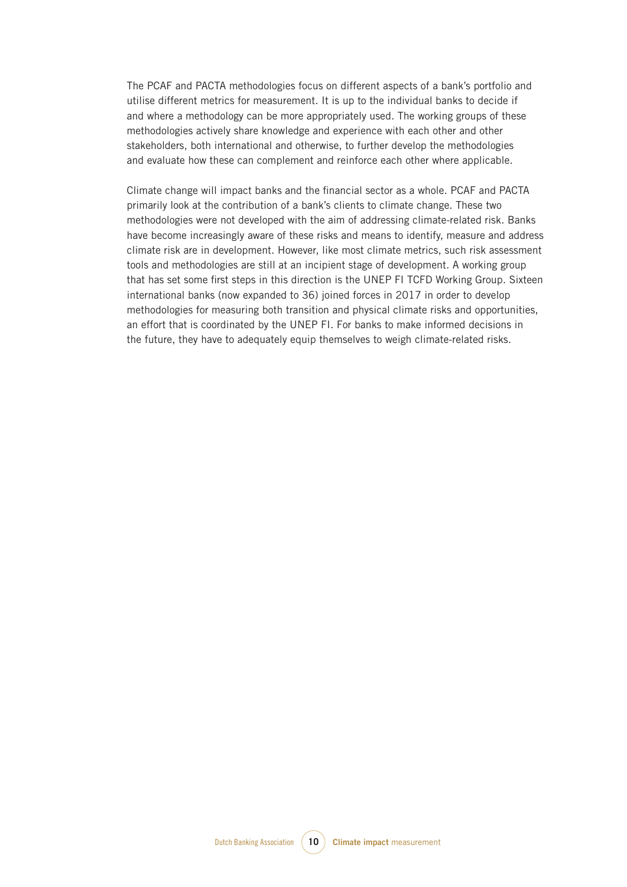The PCAF and PACTA methodologies focus on different aspects of a bank's portfolio and utilise different metrics for measurement. It is up to the individual banks to decide if and where a methodology can be more appropriately used. The working groups of these methodologies actively share knowledge and experience with each other and other stakeholders, both international and otherwise, to further develop the methodologies and evaluate how these can complement and reinforce each other where applicable.

Climate change will impact banks and the financial sector as a whole. PCAF and PACTA primarily look at the contribution of a bank's clients to climate change. These two methodologies were not developed with the aim of addressing climate-related risk. Banks have become increasingly aware of these risks and means to identify, measure and address climate risk are in development. However, like most climate metrics, such risk assessment tools and methodologies are still at an incipient stage of development. A working group that has set some first steps in this direction is the UNEP FI TCFD Working Group. Sixteen international banks (now expanded to 36) joined forces in 2017 in order to develop methodologies for measuring both transition and physical climate risks and opportunities, an effort that is coordinated by the UNEP FI. For banks to make informed decisions in the future, they have to adequately equip themselves to weigh climate-related risks.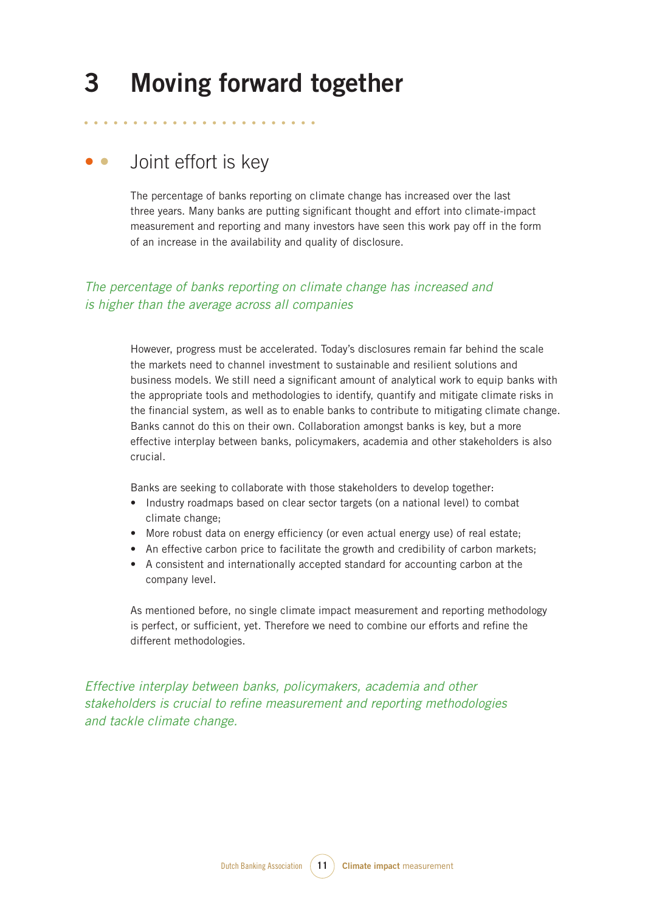# 3 Moving forward together

## Joint effort is key

The percentage of banks reporting on climate change has increased over the last three years. Many banks are putting significant thought and effort into climate-impact measurement and reporting and many investors have seen this work pay off in the form of an increase in the availability and quality of disclosure.

*The percentage of banks reporting on climate change has increased and is higher than the average across all companies*

However, progress must be accelerated. Today's disclosures remain far behind the scale the markets need to channel investment to sustainable and resilient solutions and business models. We still need a significant amount of analytical work to equip banks with the appropriate tools and methodologies to identify, quantify and mitigate climate risks in the financial system, as well as to enable banks to contribute to mitigating climate change. Banks cannot do this on their own. Collaboration amongst banks is key, but a more effective interplay between banks, policymakers, academia and other stakeholders is also crucial.

Banks are seeking to collaborate with those stakeholders to develop together:

- Industry roadmaps based on clear sector targets (on a national level) to combat climate change;
- More robust data on energy efficiency (or even actual energy use) of real estate;
- An effective carbon price to facilitate the growth and credibility of carbon markets;
- A consistent and internationally accepted standard for accounting carbon at the company level.

As mentioned before, no single climate impact measurement and reporting methodology is perfect, or sufficient, yet. Therefore we need to combine our efforts and refine the different methodologies.

*Effective interplay between banks, policymakers, academia and other stakeholders is crucial to refine measurement and reporting methodologies and tackle climate change.*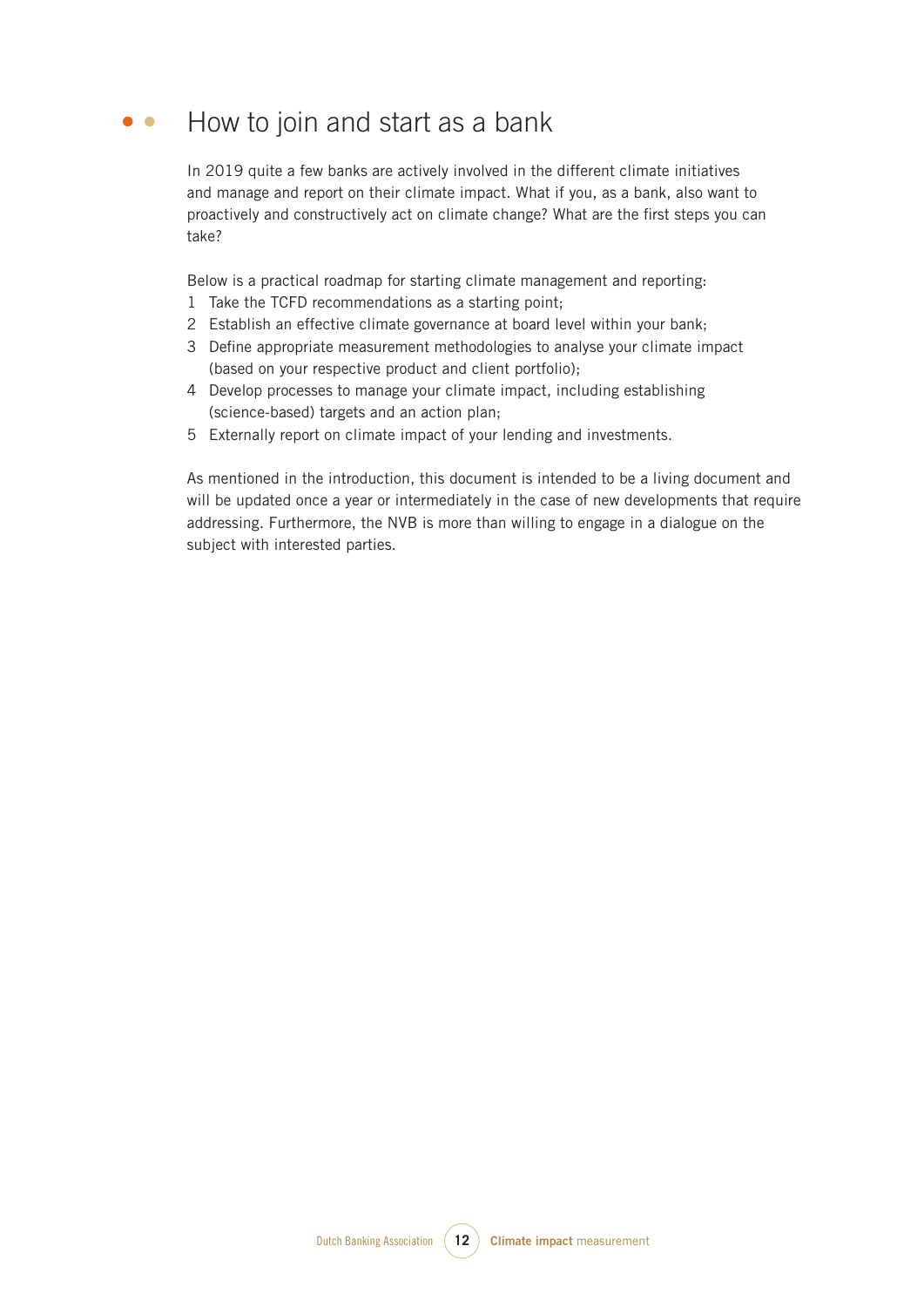## How to join and start as a bank

In 2019 quite a few banks are actively involved in the different climate initiatives and manage and report on their climate impact. What if you, as a bank, also want to proactively and constructively act on climate change? What are the first steps you can take?

Below is a practical roadmap for starting climate management and reporting:

1. Take the TCFD recommendations as a starting point;
2. Establish an effective climate governance at board level within your bank;
3. Define appropriate measurement methodologies to analyse your climate impact (based on your respective product and client portfolio);
4. Develop processes to manage your climate impact, including establishing (science-based) targets and an action plan;
5. Externally report on climate impact of your lending and investments.

As mentioned in the introduction, this document is intended to be a living document and will be updated once a year or intermediately in the case of new developments that require addressing. Furthermore, the NVB is more than willing to engage in a dialogue on the subject with interested parties.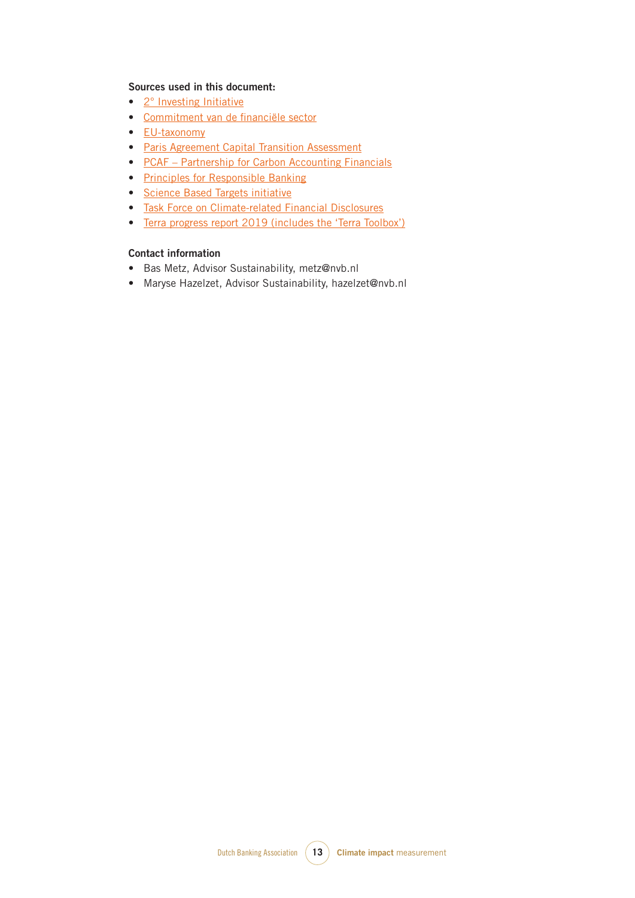**Sources used in this document:**

- 2° Investing Initiative
- Commitment van de financiële sector
- EU-taxonomy
- Paris Agreement Capital Transition Assessment
- PCAF – Partnership for Carbon Accounting Financials
- Principles for Responsible Banking
- Science Based Targets initiative
- Task Force on Climate-related Financial Disclosures
- Terra progress report 2019 (includes the 'Terra Toolbox')

**Contact information**

- Bas Metz, Advisor Sustainability, metz@nvb.nl
- Maryse Hazelzet, Advisor Sustainability, hazelzet@nvb.nl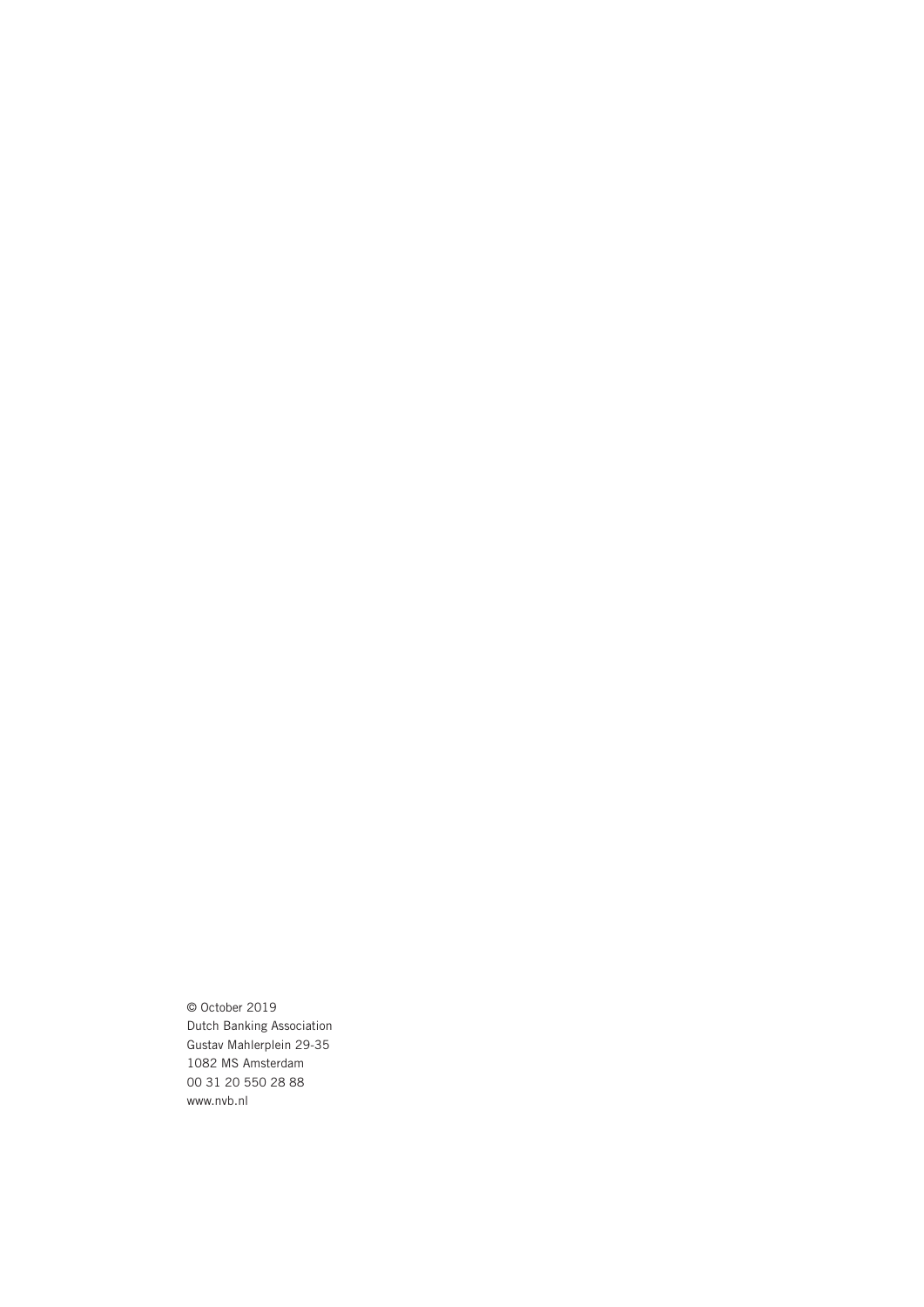© October 2019
Dutch Banking Association
Gustav Mahlerplein 29-35
1082 MS Amsterdam
00 31 20 550 28 88
www.nvb.nl